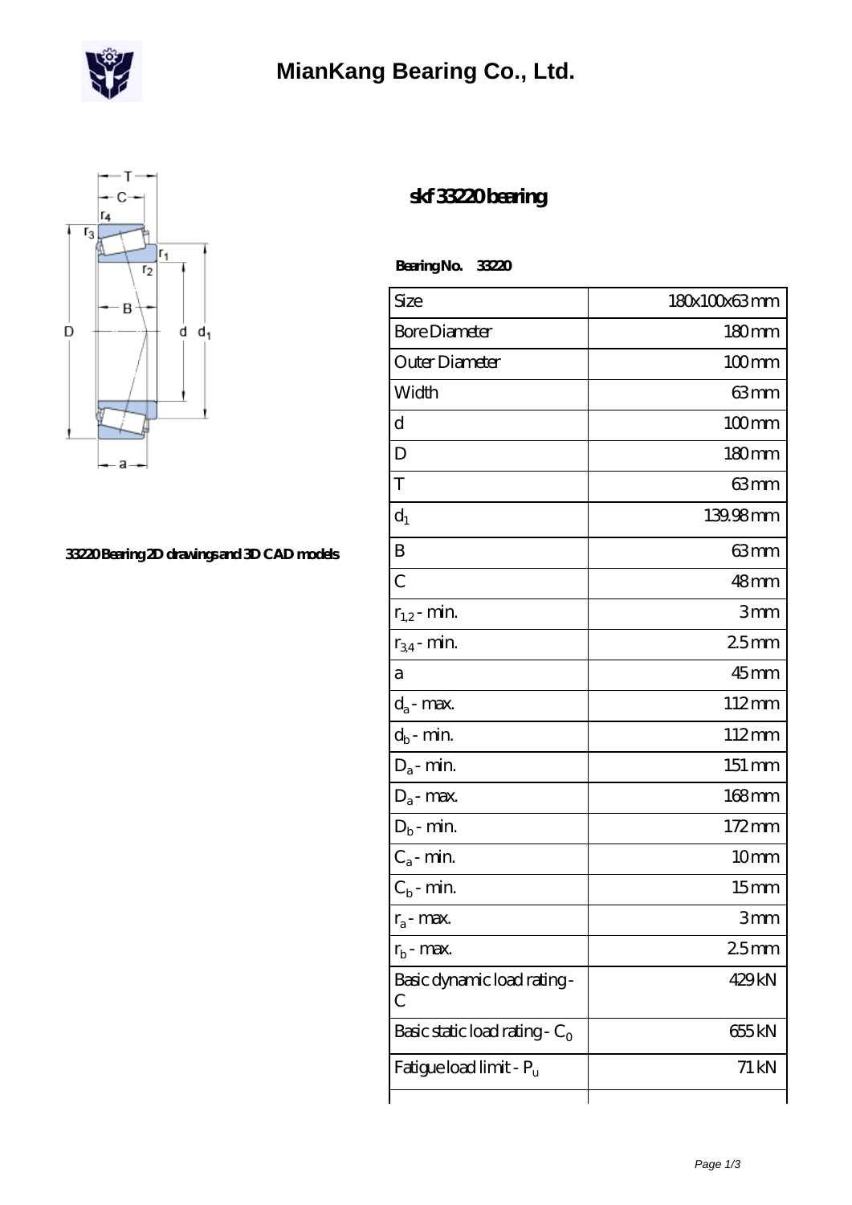# MianKang Bearing Co., Ltd.

## skf 33220 bearing

**Bearing No. 33220**

33220 Bearing 2D drawings and 3D CAD models

| Size | 180x100x63 mm |
|---|---|
| Bore Diameter | 180 mm |
| Outer Diameter | 100 mm |
| Width | 63 mm |
| d | 100 mm |
| D | 180 mm |
| T | 63 mm |
| $d_1$ | 139.98 mm |
| B | 63 mm |
| C | 48 mm |
| $r_{1,2}$ - min. | 3 mm |
| $r_{3,4}$ - min. | 2.5 mm |
| a | 45 mm |
| $d_a$ - max. | 112 mm |
| $d_b$ - min. | 112 mm |
| $D_a$ - min. | 151 mm |
| $D_a$ - max. | 168 mm |
| $D_b$ - min. | 172 mm |
| $C_a$ - min. | 10 mm |
| $C_b$ - min. | 15 mm |
| $r_a$ - max. | 3 mm |
| $r_b$ - max. | 2.5 mm |
| Basic dynamic load rating - C | 429 kN |
| Basic static load rating - $C_0$ | 655 kN |
| Fatigue load limit - $P_u$ | 71 kN |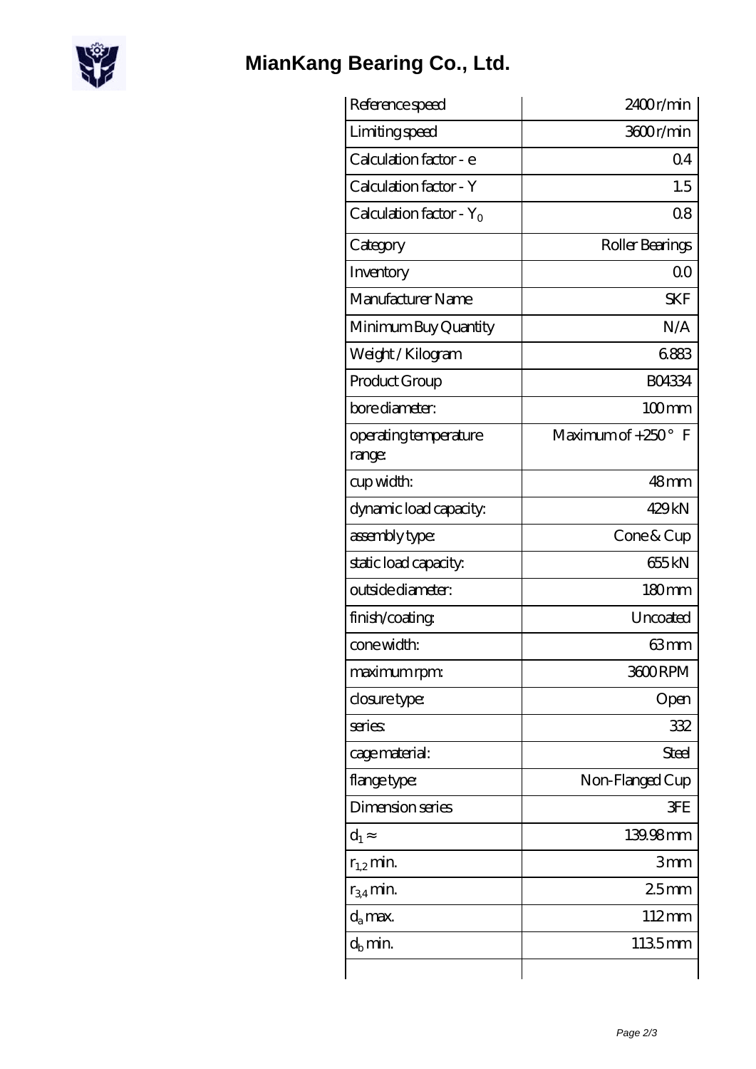# MianKang Bearing Co., Ltd.

| Reference speed | 2400 r/min |
|---|---|
| Limiting speed | 3600 r/min |
| Calculation factor - e | 0.4 |
| Calculation factor - Y | 1.5 |
| Calculation factor - $Y_0$ | 0.8 |
| Category | Roller Bearings |
| Inventory | 0.0 |
| Manufacturer Name | SKF |
| Minimum Buy Quantity | N/A |
| Weight / Kilogram | 6.883 |
| Product Group | B04334 |
| bore diameter: | 100 mm |
| operating temperature range: | Maximum of +250 ° F |
| cup width: | 48 mm |
| dynamic load capacity: | 429 kN |
| assembly type: | Cone & Cup |
| static load capacity: | 655 kN |
| outside diameter: | 180 mm |
| finish/coating: | Uncoated |
| cone width: | 63 mm |
| maximum rpm: | 3600 RPM |
| closure type: | Open |
| series: | 332 |
| cage material: | Steel |
| flange type: | Non-Flanged Cup |
| Dimension series | 3FE |
| $d_1 \approx$ | 139.98 mm |
| $r_{1,2}$ min. | 3 mm |
| $r_{3,4}$ min. | 2.5 mm |
| $d_a$ max. | 112 mm |
| $d_b$ min. | 113.5 mm |
| | |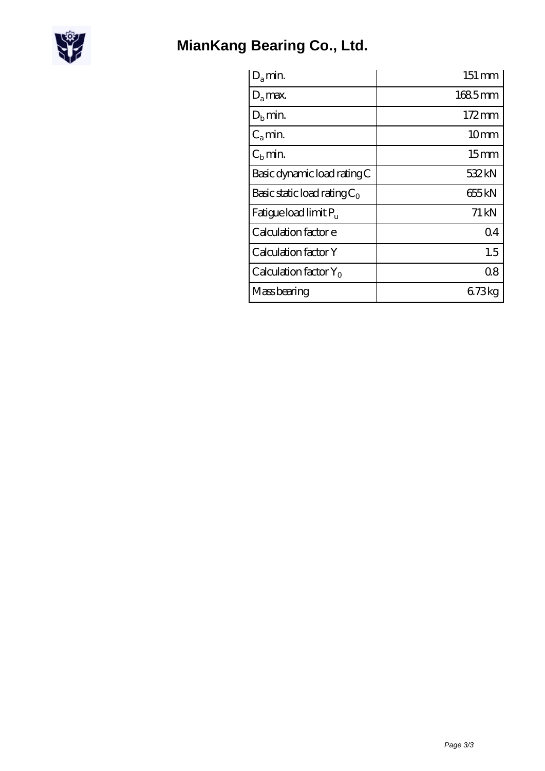# MianKang Bearing Co., Ltd.

| | |
|---|---|
| $D_a$ min. | 151 mm |
| $D_a$ max. | 168.5 mm |
| $D_b$ min. | 172 mm |
| $C_a$ min. | 10 mm |
| $C_b$ min. | 15 mm |
| Basic dynamic load rating C | 532 kN |
| Basic static load rating $C_0$ | 655 kN |
| Fatigue load limit $P_u$ | 71 kN |
| Calculation factor e | 0.4 |
| Calculation factor Y | 1.5 |
| Calculation factor $Y_0$ | 0.8 |
| Mass bearing | 6.73 kg |